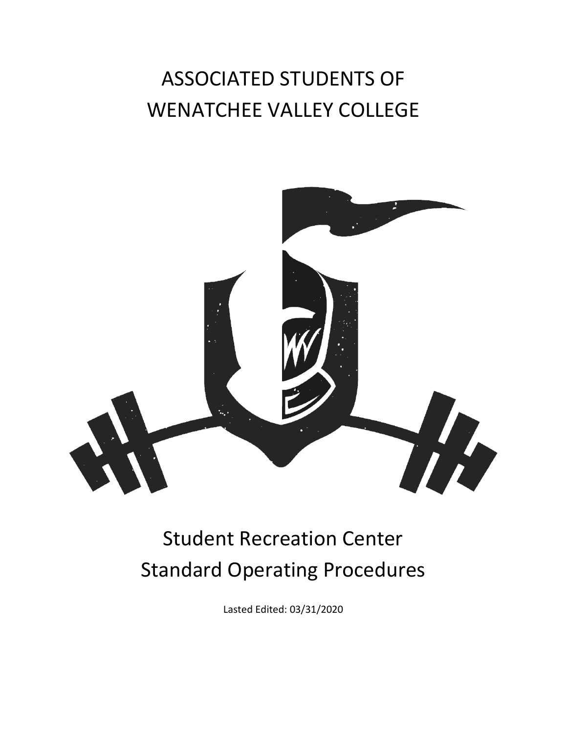# ASSOCIATED STUDENTS OF WENATCHEE VALLEY COLLEGE

# Student Recreation Center Standard Operating Procedures

Lasted Edited: 03/31/2020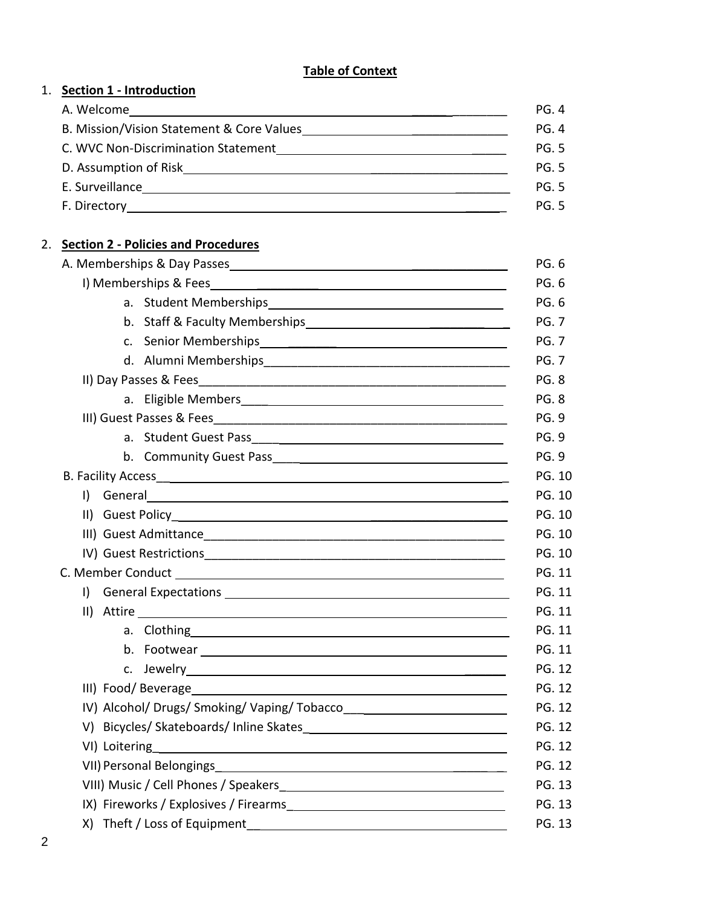**Table of Context**

1. **Section 1 - Introduction**

| | |
|---|---|
| A. Welcome | PG. 4 |
| B. Mission/Vision Statement & Core Values | PG. 4 |
| C. WVC Non-Discrimination Statement | PG. 5 |
| D. Assumption of Risk | PG. 5 |
| E. Surveillance | PG. 5 |
| F. Directory | PG. 5 |

2. **Section 2 - Policies and Procedures**

| | |
|---|---|
| A. Memberships & Day Passes | PG. 6 |
| I) Memberships & Fees | PG. 6 |
| a. Student Memberships | PG. 6 |
| b. Staff & Faculty Memberships | PG. 7 |
| c. Senior Memberships | PG. 7 |
| d. Alumni Memberships | PG. 7 |
| II) Day Passes & Fees | PG. 8 |
| a. Eligible Members | PG. 8 |
| III) Guest Passes & Fees | PG. 9 |
| a. Student Guest Pass | PG. 9 |
| b. Community Guest Pass | PG. 9 |
| B. Facility Access | PG. 10 |
| I) General | PG. 10 |
| II) Guest Policy | PG. 10 |
| III) Guest Admittance | PG. 10 |
| IV) Guest Restrictions | PG. 10 |
| C. Member Conduct | PG. 11 |
| I) General Expectations | PG. 11 |
| II) Attire | PG. 11 |
| a. Clothing | PG. 11 |
| b. Footwear | PG. 11 |
| c. Jewelry | PG. 12 |
| III) Food/ Beverage | PG. 12 |
| IV) Alcohol/ Drugs/ Smoking/ Vaping/ Tobacco | PG. 12 |
| V) Bicycles/ Skateboards/ Inline Skates | PG. 12 |
| VI) Loitering | PG. 12 |
| VII) Personal Belongings | PG. 12 |
| VIII) Music / Cell Phones / Speakers | PG. 13 |
| IX) Fireworks / Explosives / Firearms | PG. 13 |
| X) Theft / Loss of Equipment | PG. 13 |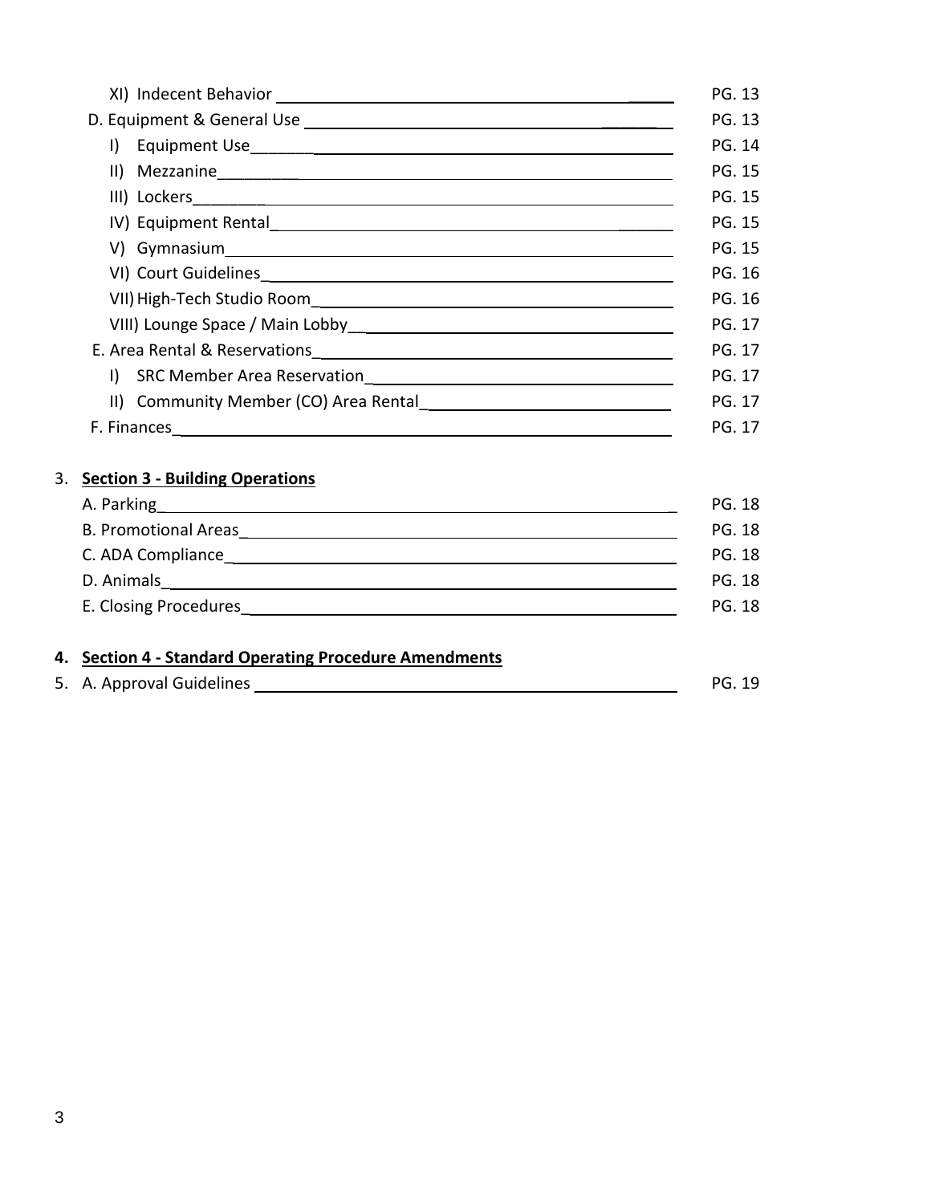- XI) Indecent Behavior ............ PG. 13
- D. Equipment & General Use ............ PG. 13
  - I) Equipment Use ............ PG. 14
  - II) Mezzanine ............ PG. 15
  - III) Lockers ............ PG. 15
  - IV) Equipment Rental ............ PG. 15
  - V) Gymnasium ............ PG. 15
  - VI) Court Guidelines ............ PG. 16
  - VII) High-Tech Studio Room ............ PG. 16
  - VIII) Lounge Space / Main Lobby ............ PG. 17
- E. Area Rental & Reservations ............ PG. 17
  - I) SRC Member Area Reservation ............ PG. 17
  - II) Community Member (CO) Area Rental ............ PG. 17
- F. Finances ............ PG. 17

3. **Section 3 - Building Operations**
   - A. Parking ............ PG. 18
   - B. Promotional Areas ............ PG. 18
   - C. ADA Compliance ............ PG. 18
   - D. Animals ............ PG. 18
   - E. Closing Procedures ............ PG. 18

4. **Section 4 - Standard Operating Procedure Amendments**
5. A. Approval Guidelines ............ PG. 19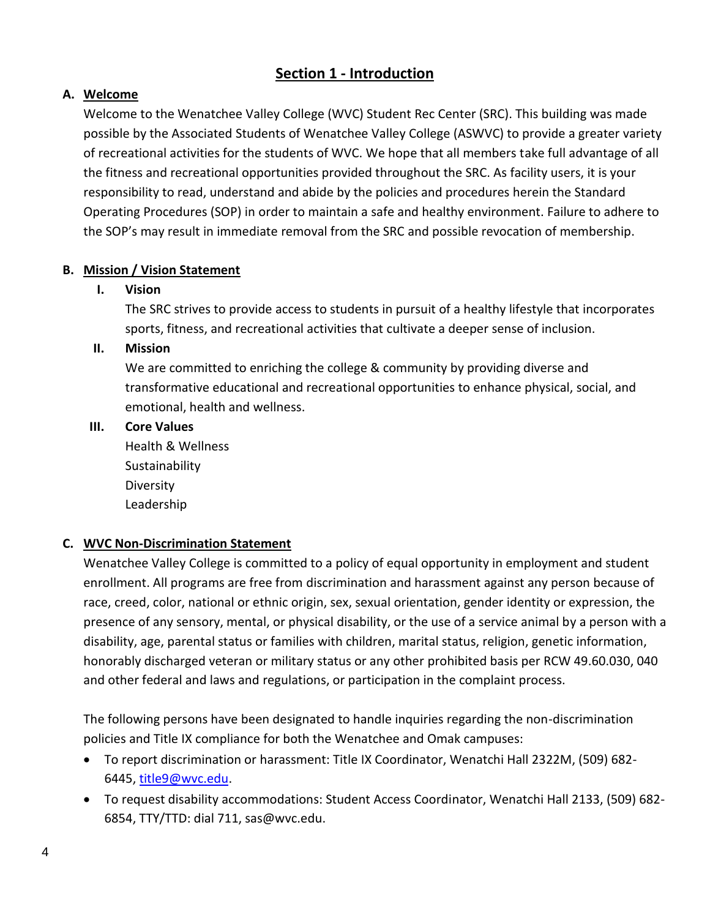# Section 1 - Introduction

## A. Welcome

Welcome to the Wenatchee Valley College (WVC) Student Rec Center (SRC). This building was made possible by the Associated Students of Wenatchee Valley College (ASWVC) to provide a greater variety of recreational activities for the students of WVC. We hope that all members take full advantage of all the fitness and recreational opportunities provided throughout the SRC. As facility users, it is your responsibility to read, understand and abide by the policies and procedures herein the Standard Operating Procedures (SOP) in order to maintain a safe and healthy environment. Failure to adhere to the SOP's may result in immediate removal from the SRC and possible revocation of membership.

## B. Mission / Vision Statement

### I. Vision

The SRC strives to provide access to students in pursuit of a healthy lifestyle that incorporates sports, fitness, and recreational activities that cultivate a deeper sense of inclusion.

### II. Mission

We are committed to enriching the college & community by providing diverse and transformative educational and recreational opportunities to enhance physical, social, and emotional, health and wellness.

### III. Core Values

Health & Wellness
Sustainability
Diversity
Leadership

## C. WVC Non-Discrimination Statement

Wenatchee Valley College is committed to a policy of equal opportunity in employment and student enrollment. All programs are free from discrimination and harassment against any person because of race, creed, color, national or ethnic origin, sex, sexual orientation, gender identity or expression, the presence of any sensory, mental, or physical disability, or the use of a service animal by a person with a disability, age, parental status or families with children, marital status, religion, genetic information, honorably discharged veteran or military status or any other prohibited basis per RCW 49.60.030, 040 and other federal and laws and regulations, or participation in the complaint process.

The following persons have been designated to handle inquiries regarding the non-discrimination policies and Title IX compliance for both the Wenatchee and Omak campuses:

- To report discrimination or harassment: Title IX Coordinator, Wenatchi Hall 2322M, (509) 682-6445, title9@wvc.edu.
- To request disability accommodations: Student Access Coordinator, Wenatchi Hall 2133, (509) 682-6854, TTY/TTD: dial 711, sas@wvc.edu.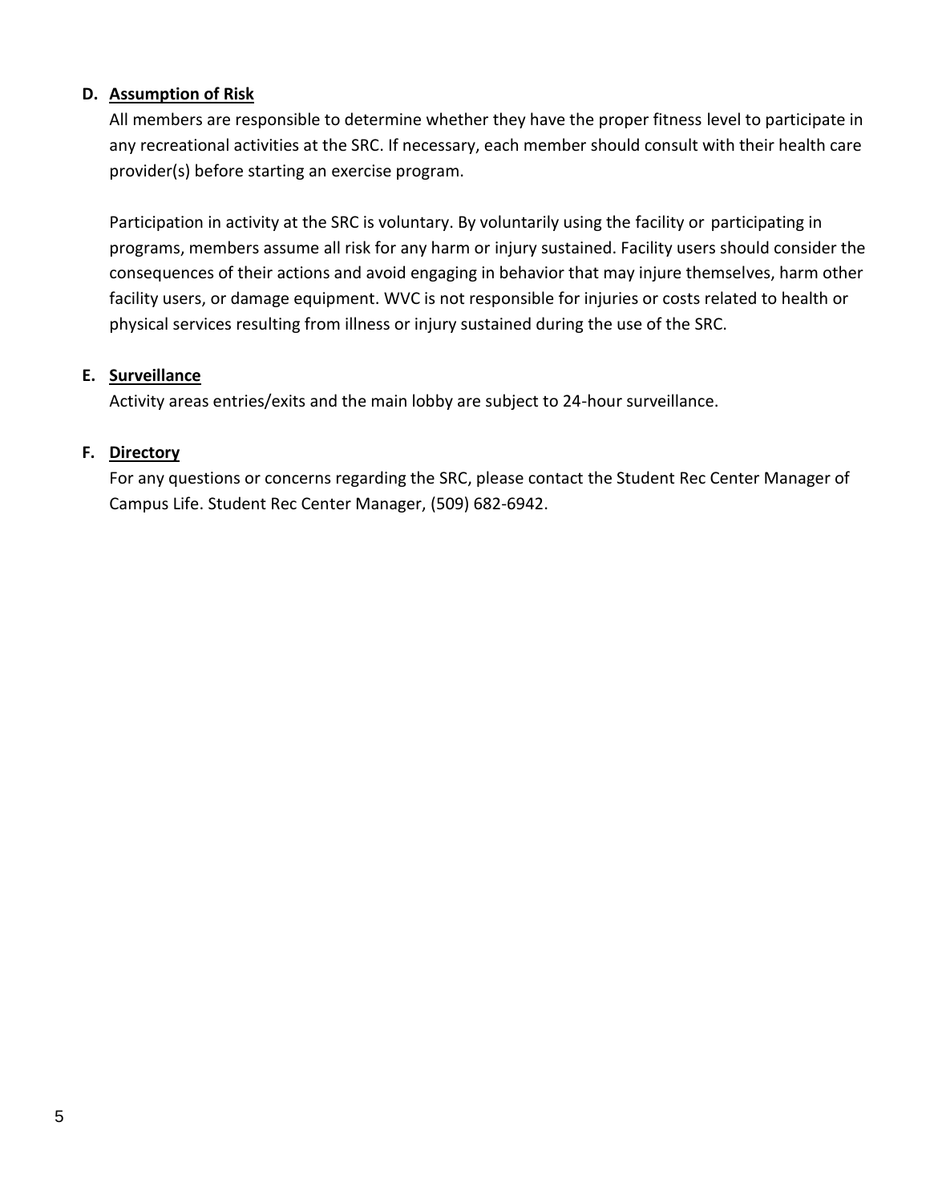**D. Assumption of Risk**

All members are responsible to determine whether they have the proper fitness level to participate in any recreational activities at the SRC. If necessary, each member should consult with their health care provider(s) before starting an exercise program.

Participation in activity at the SRC is voluntary. By voluntarily using the facility or participating in programs, members assume all risk for any harm or injury sustained. Facility users should consider the consequences of their actions and avoid engaging in behavior that may injure themselves, harm other facility users, or damage equipment. WVC is not responsible for injuries or costs related to health or physical services resulting from illness or injury sustained during the use of the SRC.

**E. Surveillance**

Activity areas entries/exits and the main lobby are subject to 24-hour surveillance.

**F. Directory**

For any questions or concerns regarding the SRC, please contact the Student Rec Center Manager of Campus Life. Student Rec Center Manager, (509) 682-6942.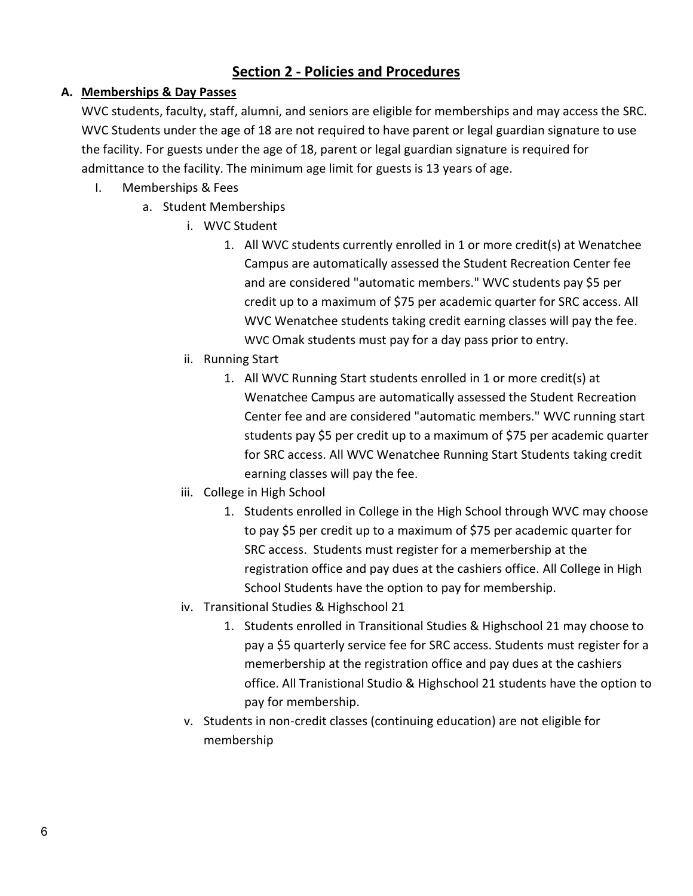## Section 2 - Policies and Procedures

### A. Memberships & Day Passes

WVC students, faculty, staff, alumni, and seniors are eligible for memberships and may access the SRC. WVC Students under the age of 18 are not required to have parent or legal guardian signature to use the facility. For guests under the age of 18, parent or legal guardian signature is required for admittance to the facility. The minimum age limit for guests is 13 years of age.

I. Memberships & Fees

- a. Student Memberships
  - i. WVC Student
    1. All WVC students currently enrolled in 1 or more credit(s) at Wenatchee Campus are automatically assessed the Student Recreation Center fee and are considered "automatic members." WVC students pay $5 per credit up to a maximum of $75 per academic quarter for SRC access. All WVC Wenatchee students taking credit earning classes will pay the fee. WVC Omak students must pay for a day pass prior to entry.
  - ii. Running Start
    1. All WVC Running Start students enrolled in 1 or more credit(s) at Wenatchee Campus are automatically assessed the Student Recreation Center fee and are considered "automatic members." WVC running start students pay $5 per credit up to a maximum of $75 per academic quarter for SRC access. All WVC Wenatchee Running Start Students taking credit earning classes will pay the fee.
  - iii. College in High School
    1. Students enrolled in College in the High School through WVC may choose to pay $5 per credit up to a maximum of $75 per academic quarter for SRC access. Students must register for a memerbership at the registration office and pay dues at the cashiers office. All College in High School Students have the option to pay for membership.
  - iv. Transitional Studies & Highschool 21
    1. Students enrolled in Transitional Studies & Highschool 21 may choose to pay a $5 quarterly service fee for SRC access. Students must register for a memerbership at the registration office and pay dues at the cashiers office. All Tranistional Studio & Highschool 21 students have the option to pay for membership.
  - v. Students in non-credit classes (continuing education) are not eligible for membership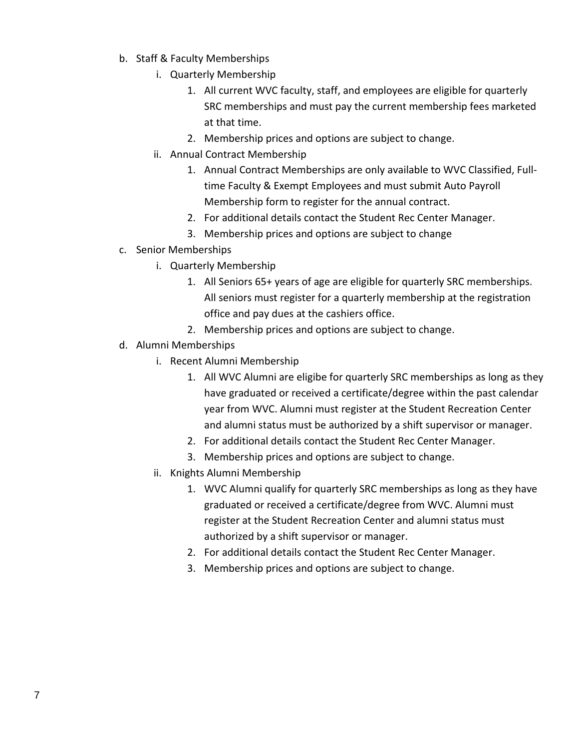b. Staff & Faculty Memberships
    i. Quarterly Membership
        1. All current WVC faculty, staff, and employees are eligible for quarterly SRC memberships and must pay the current membership fees marketed at that time.
        2. Membership prices and options are subject to change.
    ii. Annual Contract Membership
        1. Annual Contract Memberships are only available to WVC Classified, Full-time Faculty & Exempt Employees and must submit Auto Payroll Membership form to register for the annual contract.
        2. For additional details contact the Student Rec Center Manager.
        3. Membership prices and options are subject to change

c. Senior Memberships
    i. Quarterly Membership
        1. All Seniors 65+ years of age are eligible for quarterly SRC memberships. All seniors must register for a quarterly membership at the registration office and pay dues at the cashiers office.
        2. Membership prices and options are subject to change.

d. Alumni Memberships
    i. Recent Alumni Membership
        1. All WVC Alumni are eligibe for quarterly SRC memberships as long as they have graduated or received a certificate/degree within the past calendar year from WVC. Alumni must register at the Student Recreation Center and alumni status must be authorized by a shift supervisor or manager.
        2. For additional details contact the Student Rec Center Manager.
        3. Membership prices and options are subject to change.
    ii. Knights Alumni Membership
        1. WVC Alumni qualify for quarterly SRC memberships as long as they have graduated or received a certificate/degree from WVC. Alumni must register at the Student Recreation Center and alumni status must authorized by a shift supervisor or manager.
        2. For additional details contact the Student Rec Center Manager.
        3. Membership prices and options are subject to change.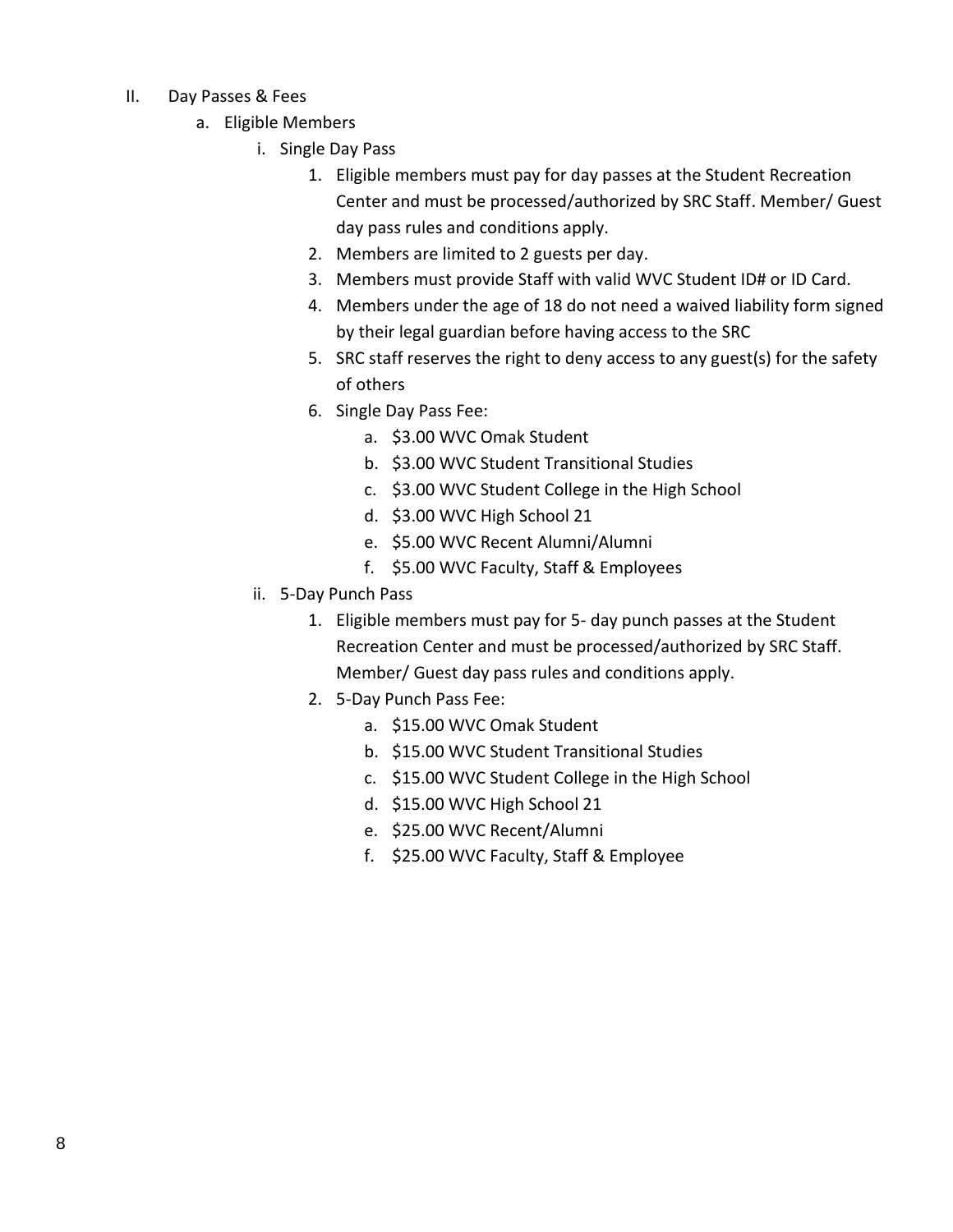II. Day Passes & Fees

   a. Eligible Members

      i. Single Day Pass

         1. Eligible members must pay for day passes at the Student Recreation Center and must be processed/authorized by SRC Staff. Member/ Guest day pass rules and conditions apply.
         2. Members are limited to 2 guests per day.
         3. Members must provide Staff with valid WVC Student ID# or ID Card.
         4. Members under the age of 18 do not need a waived liability form signed by their legal guardian before having access to the SRC
         5. SRC staff reserves the right to deny access to any guest(s) for the safety of others
         6. Single Day Pass Fee:
            a. $3.00 WVC Omak Student
            b. $3.00 WVC Student Transitional Studies
            c. $3.00 WVC Student College in the High School
            d. $3.00 WVC High School 21
            e. $5.00 WVC Recent Alumni/Alumni
            f. $5.00 WVC Faculty, Staff & Employees

      ii. 5-Day Punch Pass

         1. Eligible members must pay for 5- day punch passes at the Student Recreation Center and must be processed/authorized by SRC Staff. Member/ Guest day pass rules and conditions apply.
         2. 5-Day Punch Pass Fee:
            a. $15.00 WVC Omak Student
            b. $15.00 WVC Student Transitional Studies
            c. $15.00 WVC Student College in the High School
            d. $15.00 WVC High School 21
            e. $25.00 WVC Recent/Alumni
            f. $25.00 WVC Faculty, Staff & Employee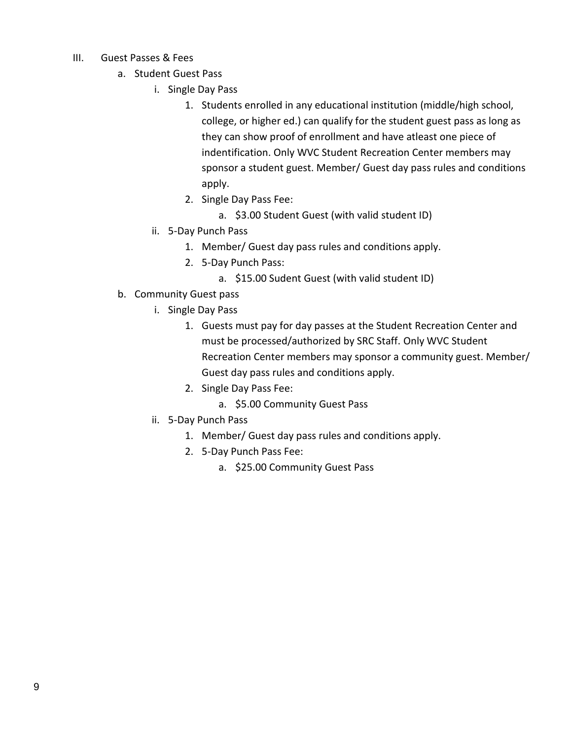III. Guest Passes & Fees

   a. Student Guest Pass

      i. Single Day Pass

         1. Students enrolled in any educational institution (middle/high school, college, or higher ed.) can qualify for the student guest pass as long as they can show proof of enrollment and have atleast one piece of indentification. Only WVC Student Recreation Center members may sponsor a student guest. Member/ Guest day pass rules and conditions apply.
         2. Single Day Pass Fee:
            a. $3.00 Student Guest (with valid student ID)

      ii. 5-Day Punch Pass

         1. Member/ Guest day pass rules and conditions apply.
         2. 5-Day Punch Pass:
            a. $15.00 Sudent Guest (with valid student ID)

   b. Community Guest pass

      i. Single Day Pass

         1. Guests must pay for day passes at the Student Recreation Center and must be processed/authorized by SRC Staff. Only WVC Student Recreation Center members may sponsor a community guest. Member/ Guest day pass rules and conditions apply.
         2. Single Day Pass Fee:
            a. $5.00 Community Guest Pass

      ii. 5-Day Punch Pass

         1. Member/ Guest day pass rules and conditions apply.
         2. 5-Day Punch Pass Fee:
            a. $25.00 Community Guest Pass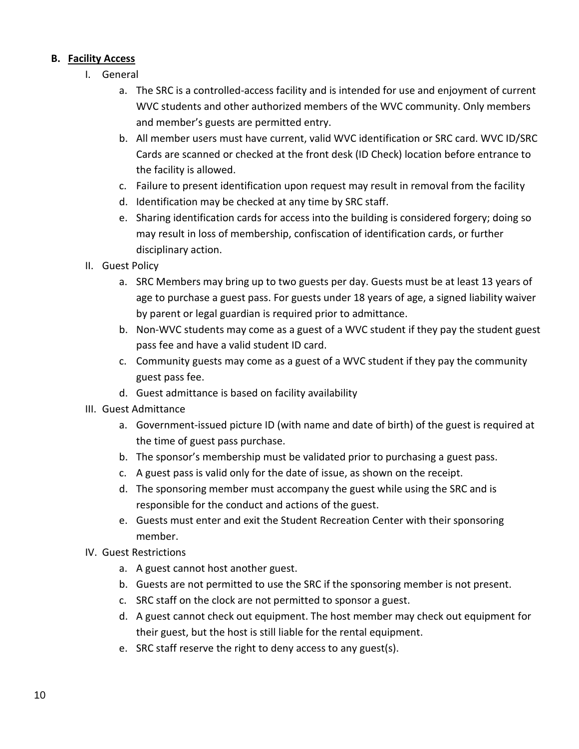## B. <u>Facility Access</u>

I. General

   a. The SRC is a controlled-access facility and is intended for use and enjoyment of current WVC students and other authorized members of the WVC community. Only members and member's guests are permitted entry.
   b. All member users must have current, valid WVC identification or SRC card. WVC ID/SRC Cards are scanned or checked at the front desk (ID Check) location before entrance to the facility is allowed.
   c. Failure to present identification upon request may result in removal from the facility
   d. Identification may be checked at any time by SRC staff.
   e. Sharing identification cards for access into the building is considered forgery; doing so may result in loss of membership, confiscation of identification cards, or further disciplinary action.

II. Guest Policy

   a. SRC Members may bring up to two guests per day. Guests must be at least 13 years of age to purchase a guest pass. For guests under 18 years of age, a signed liability waiver by parent or legal guardian is required prior to admittance.
   b. Non-WVC students may come as a guest of a WVC student if they pay the student guest pass fee and have a valid student ID card.
   c. Community guests may come as a guest of a WVC student if they pay the community guest pass fee.
   d. Guest admittance is based on facility availability

III. Guest Admittance

   a. Government-issued picture ID (with name and date of birth) of the guest is required at the time of guest pass purchase.
   b. The sponsor's membership must be validated prior to purchasing a guest pass.
   c. A guest pass is valid only for the date of issue, as shown on the receipt.
   d. The sponsoring member must accompany the guest while using the SRC and is responsible for the conduct and actions of the guest.
   e. Guests must enter and exit the Student Recreation Center with their sponsoring member.

IV. Guest Restrictions

   a. A guest cannot host another guest.
   b. Guests are not permitted to use the SRC if the sponsoring member is not present.
   c. SRC staff on the clock are not permitted to sponsor a guest.
   d. A guest cannot check out equipment. The host member may check out equipment for their guest, but the host is still liable for the rental equipment.
   e. SRC staff reserve the right to deny access to any guest(s).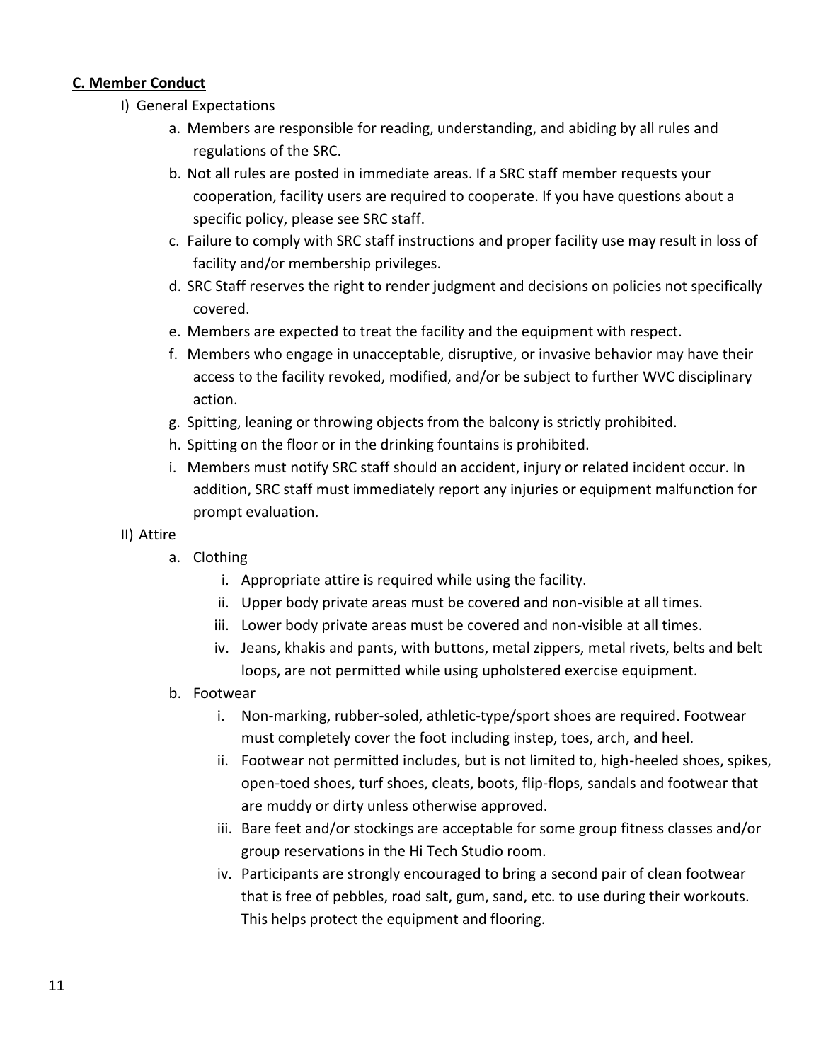**C. Member Conduct**

I) General Expectations

a. Members are responsible for reading, understanding, and abiding by all rules and regulations of the SRC.

b. Not all rules are posted in immediate areas. If a SRC staff member requests your cooperation, facility users are required to cooperate. If you have questions about a specific policy, please see SRC staff.

c. Failure to comply with SRC staff instructions and proper facility use may result in loss of facility and/or membership privileges.

d. SRC Staff reserves the right to render judgment and decisions on policies not specifically covered.

e. Members are expected to treat the facility and the equipment with respect.

f. Members who engage in unacceptable, disruptive, or invasive behavior may have their access to the facility revoked, modified, and/or be subject to further WVC disciplinary action.

g. Spitting, leaning or throwing objects from the balcony is strictly prohibited.

h. Spitting on the floor or in the drinking fountains is prohibited.

i. Members must notify SRC staff should an accident, injury or related incident occur. In addition, SRC staff must immediately report any injuries or equipment malfunction for prompt evaluation.

II) Attire

a. Clothing

i. Appropriate attire is required while using the facility.

ii. Upper body private areas must be covered and non-visible at all times.

iii. Lower body private areas must be covered and non-visible at all times.

iv. Jeans, khakis and pants, with buttons, metal zippers, metal rivets, belts and belt loops, are not permitted while using upholstered exercise equipment.

b. Footwear

i. Non-marking, rubber-soled, athletic-type/sport shoes are required. Footwear must completely cover the foot including instep, toes, arch, and heel.

ii. Footwear not permitted includes, but is not limited to, high-heeled shoes, spikes, open-toed shoes, turf shoes, cleats, boots, flip-flops, sandals and footwear that are muddy or dirty unless otherwise approved.

iii. Bare feet and/or stockings are acceptable for some group fitness classes and/or group reservations in the Hi Tech Studio room.

iv. Participants are strongly encouraged to bring a second pair of clean footwear that is free of pebbles, road salt, gum, sand, etc. to use during their workouts. This helps protect the equipment and flooring.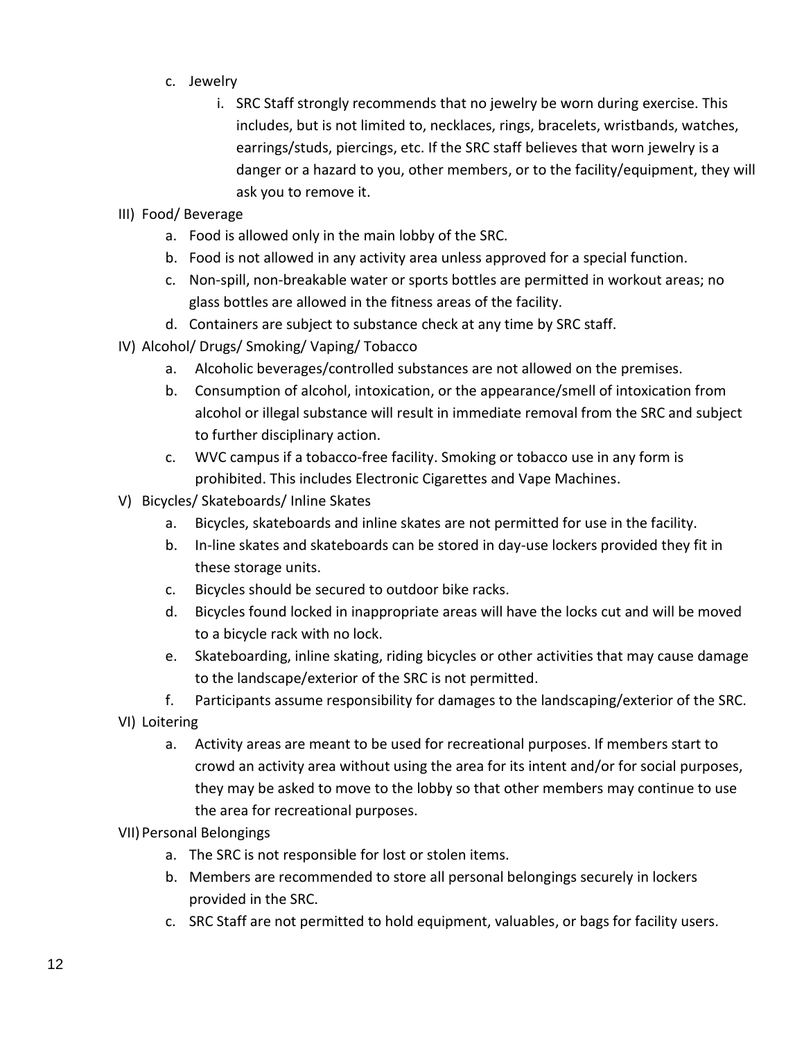c. Jewelry

   i. SRC Staff strongly recommends that no jewelry be worn during exercise. This includes, but is not limited to, necklaces, rings, bracelets, wristbands, watches, earrings/studs, piercings, etc. If the SRC staff believes that worn jewelry is a danger or a hazard to you, other members, or to the facility/equipment, they will ask you to remove it.

III) Food/ Beverage

   a. Food is allowed only in the main lobby of the SRC.
   b. Food is not allowed in any activity area unless approved for a special function.
   c. Non-spill, non-breakable water or sports bottles are permitted in workout areas; no glass bottles are allowed in the fitness areas of the facility.
   d. Containers are subject to substance check at any time by SRC staff.

IV) Alcohol/ Drugs/ Smoking/ Vaping/ Tobacco

   a. Alcoholic beverages/controlled substances are not allowed on the premises.
   b. Consumption of alcohol, intoxication, or the appearance/smell of intoxication from alcohol or illegal substance will result in immediate removal from the SRC and subject to further disciplinary action.
   c. WVC campus if a tobacco-free facility. Smoking or tobacco use in any form is prohibited. This includes Electronic Cigarettes and Vape Machines.

V) Bicycles/ Skateboards/ Inline Skates

   a. Bicycles, skateboards and inline skates are not permitted for use in the facility.
   b. In-line skates and skateboards can be stored in day-use lockers provided they fit in these storage units.
   c. Bicycles should be secured to outdoor bike racks.
   d. Bicycles found locked in inappropriate areas will have the locks cut and will be moved to a bicycle rack with no lock.
   e. Skateboarding, inline skating, riding bicycles or other activities that may cause damage to the landscape/exterior of the SRC is not permitted.
   f. Participants assume responsibility for damages to the landscaping/exterior of the SRC.

VI) Loitering

   a. Activity areas are meant to be used for recreational purposes. If members start to crowd an activity area without using the area for its intent and/or for social purposes, they may be asked to move to the lobby so that other members may continue to use the area for recreational purposes.

VII) Personal Belongings

   a. The SRC is not responsible for lost or stolen items.
   b. Members are recommended to store all personal belongings securely in lockers provided in the SRC.
   c. SRC Staff are not permitted to hold equipment, valuables, or bags for facility users.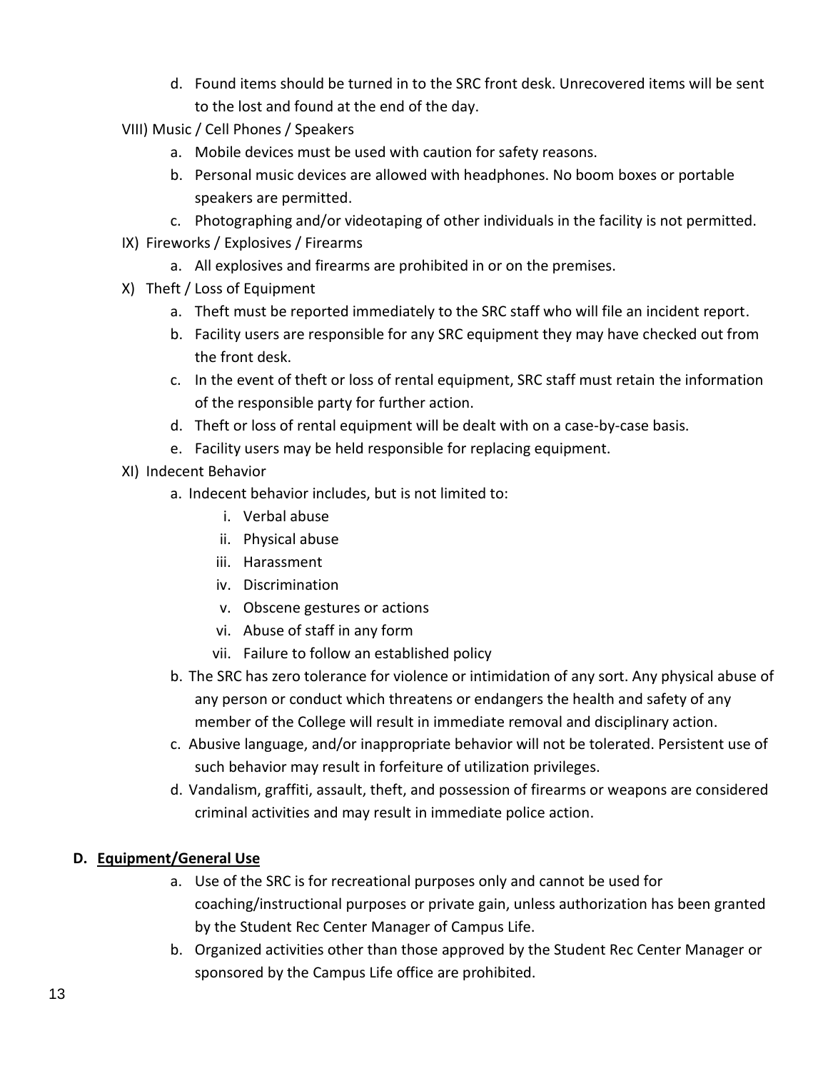d. Found items should be turned in to the SRC front desk. Unrecovered items will be sent to the lost and found at the end of the day.

VIII) Music / Cell Phones / Speakers

a. Mobile devices must be used with caution for safety reasons.

b. Personal music devices are allowed with headphones. No boom boxes or portable speakers are permitted.

c. Photographing and/or videotaping of other individuals in the facility is not permitted.

IX) Fireworks / Explosives / Firearms

a. All explosives and firearms are prohibited in or on the premises.

X) Theft / Loss of Equipment

a. Theft must be reported immediately to the SRC staff who will file an incident report.

b. Facility users are responsible for any SRC equipment they may have checked out from the front desk.

c. In the event of theft or loss of rental equipment, SRC staff must retain the information of the responsible party for further action.

d. Theft or loss of rental equipment will be dealt with on a case-by-case basis.

e. Facility users may be held responsible for replacing equipment.

XI) Indecent Behavior

a. Indecent behavior includes, but is not limited to:

   i. Verbal abuse
   ii. Physical abuse
   iii. Harassment
   iv. Discrimination
   v. Obscene gestures or actions
   vi. Abuse of staff in any form
   vii. Failure to follow an established policy

b. The SRC has zero tolerance for violence or intimidation of any sort. Any physical abuse of any person or conduct which threatens or endangers the health and safety of any member of the College will result in immediate removal and disciplinary action.

c. Abusive language, and/or inappropriate behavior will not be tolerated. Persistent use of such behavior may result in forfeiture of utilization privileges.

d. Vandalism, graffiti, assault, theft, and possession of firearms or weapons are considered criminal activities and may result in immediate police action.

### D. Equipment/General Use

a. Use of the SRC is for recreational purposes only and cannot be used for coaching/instructional purposes or private gain, unless authorization has been granted by the Student Rec Center Manager of Campus Life.

b. Organized activities other than those approved by the Student Rec Center Manager or sponsored by the Campus Life office are prohibited.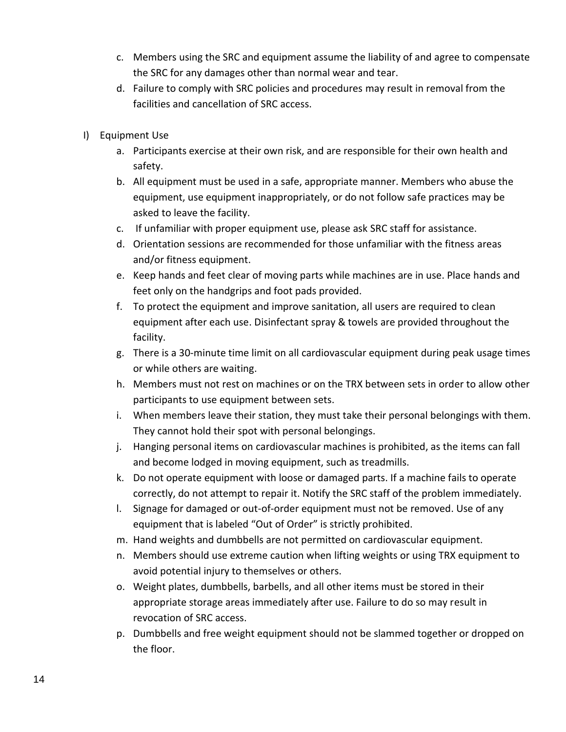c. Members using the SRC and equipment assume the liability of and agree to compensate the SRC for any damages other than normal wear and tear.
d. Failure to comply with SRC policies and procedures may result in removal from the facilities and cancellation of SRC access.

I) Equipment Use

a. Participants exercise at their own risk, and are responsible for their own health and safety.
b. All equipment must be used in a safe, appropriate manner. Members who abuse the equipment, use equipment inappropriately, or do not follow safe practices may be asked to leave the facility.
c. If unfamiliar with proper equipment use, please ask SRC staff for assistance.
d. Orientation sessions are recommended for those unfamiliar with the fitness areas and/or fitness equipment.
e. Keep hands and feet clear of moving parts while machines are in use. Place hands and feet only on the handgrips and foot pads provided.
f. To protect the equipment and improve sanitation, all users are required to clean equipment after each use. Disinfectant spray & towels are provided throughout the facility.
g. There is a 30-minute time limit on all cardiovascular equipment during peak usage times or while others are waiting.
h. Members must not rest on machines or on the TRX between sets in order to allow other participants to use equipment between sets.
i. When members leave their station, they must take their personal belongings with them. They cannot hold their spot with personal belongings.
j. Hanging personal items on cardiovascular machines is prohibited, as the items can fall and become lodged in moving equipment, such as treadmills.
k. Do not operate equipment with loose or damaged parts. If a machine fails to operate correctly, do not attempt to repair it. Notify the SRC staff of the problem immediately.
l. Signage for damaged or out-of-order equipment must not be removed. Use of any equipment that is labeled "Out of Order" is strictly prohibited.
m. Hand weights and dumbbells are not permitted on cardiovascular equipment.
n. Members should use extreme caution when lifting weights or using TRX equipment to avoid potential injury to themselves or others.
o. Weight plates, dumbbells, barbells, and all other items must be stored in their appropriate storage areas immediately after use. Failure to do so may result in revocation of SRC access.
p. Dumbbells and free weight equipment should not be slammed together or dropped on the floor.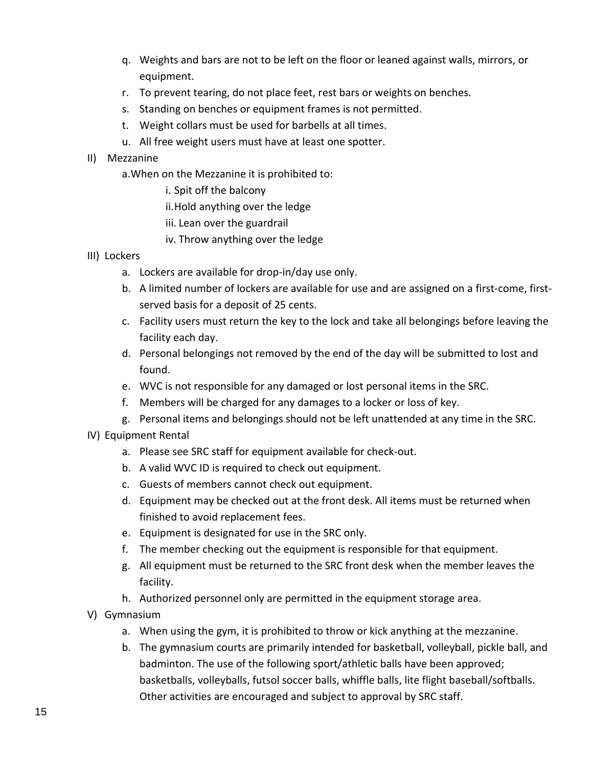q. Weights and bars are not to be left on the floor or leaned against walls, mirrors, or equipment.
r. To prevent tearing, do not place feet, rest bars or weights on benches.
s. Standing on benches or equipment frames is not permitted.
t. Weight collars must be used for barbells at all times.
u. All free weight users must have at least one spotter.

II) Mezzanine

a. When on the Mezzanine it is prohibited to:

i. Spit off the balcony
ii. Hold anything over the ledge
iii. Lean over the guardrail
iv. Throw anything over the ledge

III) Lockers

a. Lockers are available for drop-in/day use only.
b. A limited number of lockers are available for use and are assigned on a first-come, first-served basis for a deposit of 25 cents.
c. Facility users must return the key to the lock and take all belongings before leaving the facility each day.
d. Personal belongings not removed by the end of the day will be submitted to lost and found.
e. WVC is not responsible for any damaged or lost personal items in the SRC.
f. Members will be charged for any damages to a locker or loss of key.
g. Personal items and belongings should not be left unattended at any time in the SRC.

IV) Equipment Rental

a. Please see SRC staff for equipment available for check-out.
b. A valid WVC ID is required to check out equipment.
c. Guests of members cannot check out equipment.
d. Equipment may be checked out at the front desk. All items must be returned when finished to avoid replacement fees.
e. Equipment is designated for use in the SRC only.
f. The member checking out the equipment is responsible for that equipment.
g. All equipment must be returned to the SRC front desk when the member leaves the facility.
h. Authorized personnel only are permitted in the equipment storage area.

V) Gymnasium

a. When using the gym, it is prohibited to throw or kick anything at the mezzanine.
b. The gymnasium courts are primarily intended for basketball, volleyball, pickle ball, and badminton. The use of the following sport/athletic balls have been approved; basketballs, volleyballs, futsol soccer balls, whiffle balls, lite flight baseball/softballs. Other activities are encouraged and subject to approval by SRC staff.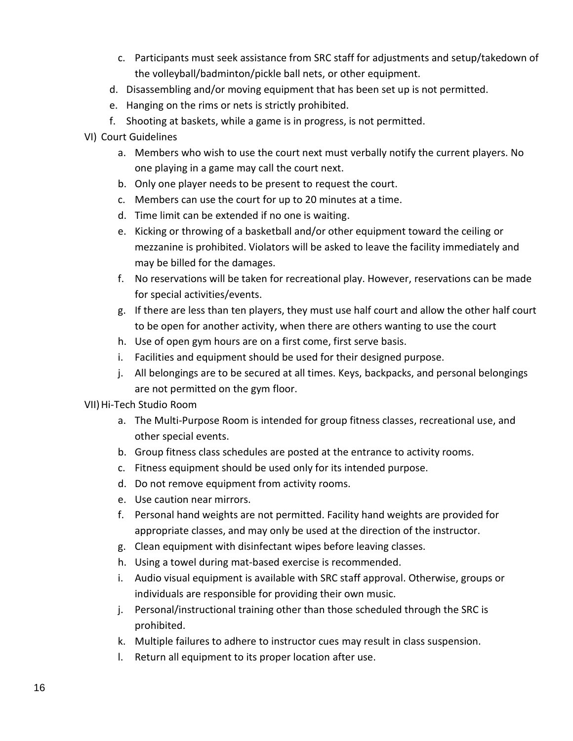c. Participants must seek assistance from SRC staff for adjustments and setup/takedown of the volleyball/badminton/pickle ball nets, or other equipment.

d. Disassembling and/or moving equipment that has been set up is not permitted.

e. Hanging on the rims or nets is strictly prohibited.

f. Shooting at baskets, while a game is in progress, is not permitted.

VI) Court Guidelines

a. Members who wish to use the court next must verbally notify the current players. No one playing in a game may call the court next.

b. Only one player needs to be present to request the court.

c. Members can use the court for up to 20 minutes at a time.

d. Time limit can be extended if no one is waiting.

e. Kicking or throwing of a basketball and/or other equipment toward the ceiling or mezzanine is prohibited. Violators will be asked to leave the facility immediately and may be billed for the damages.

f. No reservations will be taken for recreational play. However, reservations can be made for special activities/events.

g. If there are less than ten players, they must use half court and allow the other half court to be open for another activity, when there are others wanting to use the court

h. Use of open gym hours are on a first come, first serve basis.

i. Facilities and equipment should be used for their designed purpose.

j. All belongings are to be secured at all times. Keys, backpacks, and personal belongings are not permitted on the gym floor.

VII) Hi-Tech Studio Room

a. The Multi-Purpose Room is intended for group fitness classes, recreational use, and other special events.

b. Group fitness class schedules are posted at the entrance to activity rooms.

c. Fitness equipment should be used only for its intended purpose.

d. Do not remove equipment from activity rooms.

e. Use caution near mirrors.

f. Personal hand weights are not permitted. Facility hand weights are provided for appropriate classes, and may only be used at the direction of the instructor.

g. Clean equipment with disinfectant wipes before leaving classes.

h. Using a towel during mat-based exercise is recommended.

i. Audio visual equipment is available with SRC staff approval. Otherwise, groups or individuals are responsible for providing their own music.

j. Personal/instructional training other than those scheduled through the SRC is prohibited.

k. Multiple failures to adhere to instructor cues may result in class suspension.

l. Return all equipment to its proper location after use.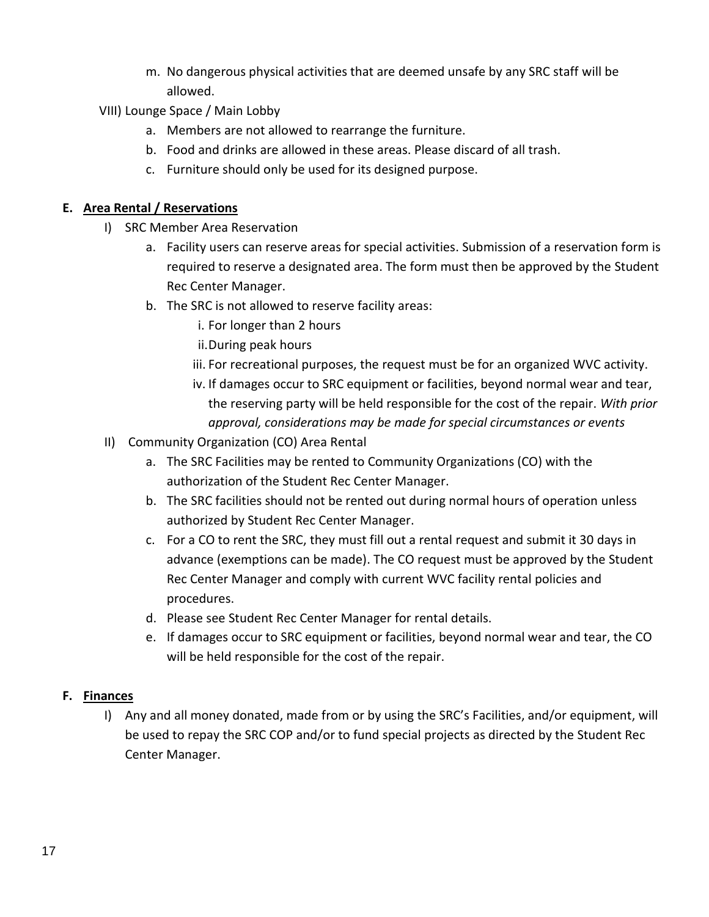m. No dangerous physical activities that are deemed unsafe by any SRC staff will be allowed.

VIII) Lounge Space / Main Lobby

a. Members are not allowed to rearrange the furniture.
b. Food and drinks are allowed in these areas. Please discard of all trash.
c. Furniture should only be used for its designed purpose.

**E. <u>Area Rental / Reservations</u>**

I) SRC Member Area Reservation

a. Facility users can reserve areas for special activities. Submission of a reservation form is required to reserve a designated area. The form must then be approved by the Student Rec Center Manager.
b. The SRC is not allowed to reserve facility areas:
    i. For longer than 2 hours
    ii. During peak hours
    iii. For recreational purposes, the request must be for an organized WVC activity.
    iv. If damages occur to SRC equipment or facilities, beyond normal wear and tear, the reserving party will be held responsible for the cost of the repair. *With prior approval, considerations may be made for special circumstances or events*

II) Community Organization (CO) Area Rental

a. The SRC Facilities may be rented to Community Organizations (CO) with the authorization of the Student Rec Center Manager.
b. The SRC facilities should not be rented out during normal hours of operation unless authorized by Student Rec Center Manager.
c. For a CO to rent the SRC, they must fill out a rental request and submit it 30 days in advance (exemptions can be made). The CO request must be approved by the Student Rec Center Manager and comply with current WVC facility rental policies and procedures.
d. Please see Student Rec Center Manager for rental details.
e. If damages occur to SRC equipment or facilities, beyond normal wear and tear, the CO will be held responsible for the cost of the repair.

**F. <u>Finances</u>**

I) Any and all money donated, made from or by using the SRC's Facilities, and/or equipment, will be used to repay the SRC COP and/or to fund special projects as directed by the Student Rec Center Manager.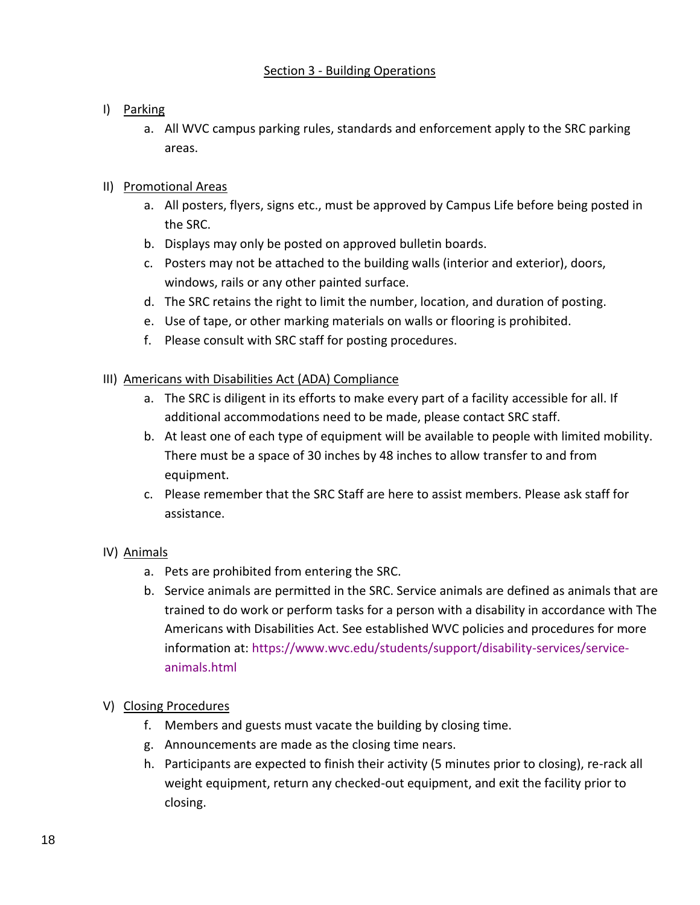## Section 3 - Building Operations

I) Parking

a. All WVC campus parking rules, standards and enforcement apply to the SRC parking areas.

II) Promotional Areas

a. All posters, flyers, signs etc., must be approved by Campus Life before being posted in the SRC.
b. Displays may only be posted on approved bulletin boards.
c. Posters may not be attached to the building walls (interior and exterior), doors, windows, rails or any other painted surface.
d. The SRC retains the right to limit the number, location, and duration of posting.
e. Use of tape, or other marking materials on walls or flooring is prohibited.
f. Please consult with SRC staff for posting procedures.

III) Americans with Disabilities Act (ADA) Compliance

a. The SRC is diligent in its efforts to make every part of a facility accessible for all. If additional accommodations need to be made, please contact SRC staff.
b. At least one of each type of equipment will be available to people with limited mobility. There must be a space of 30 inches by 48 inches to allow transfer to and from equipment.
c. Please remember that the SRC Staff are here to assist members. Please ask staff for assistance.

IV) Animals

a. Pets are prohibited from entering the SRC.
b. Service animals are permitted in the SRC. Service animals are defined as animals that are trained to do work or perform tasks for a person with a disability in accordance with The Americans with Disabilities Act. See established WVC policies and procedures for more information at: https://www.wvc.edu/students/support/disability-services/service-animals.html

V) Closing Procedures

f. Members and guests must vacate the building by closing time.
g. Announcements are made as the closing time nears.
h. Participants are expected to finish their activity (5 minutes prior to closing), re-rack all weight equipment, return any checked-out equipment, and exit the facility prior to closing.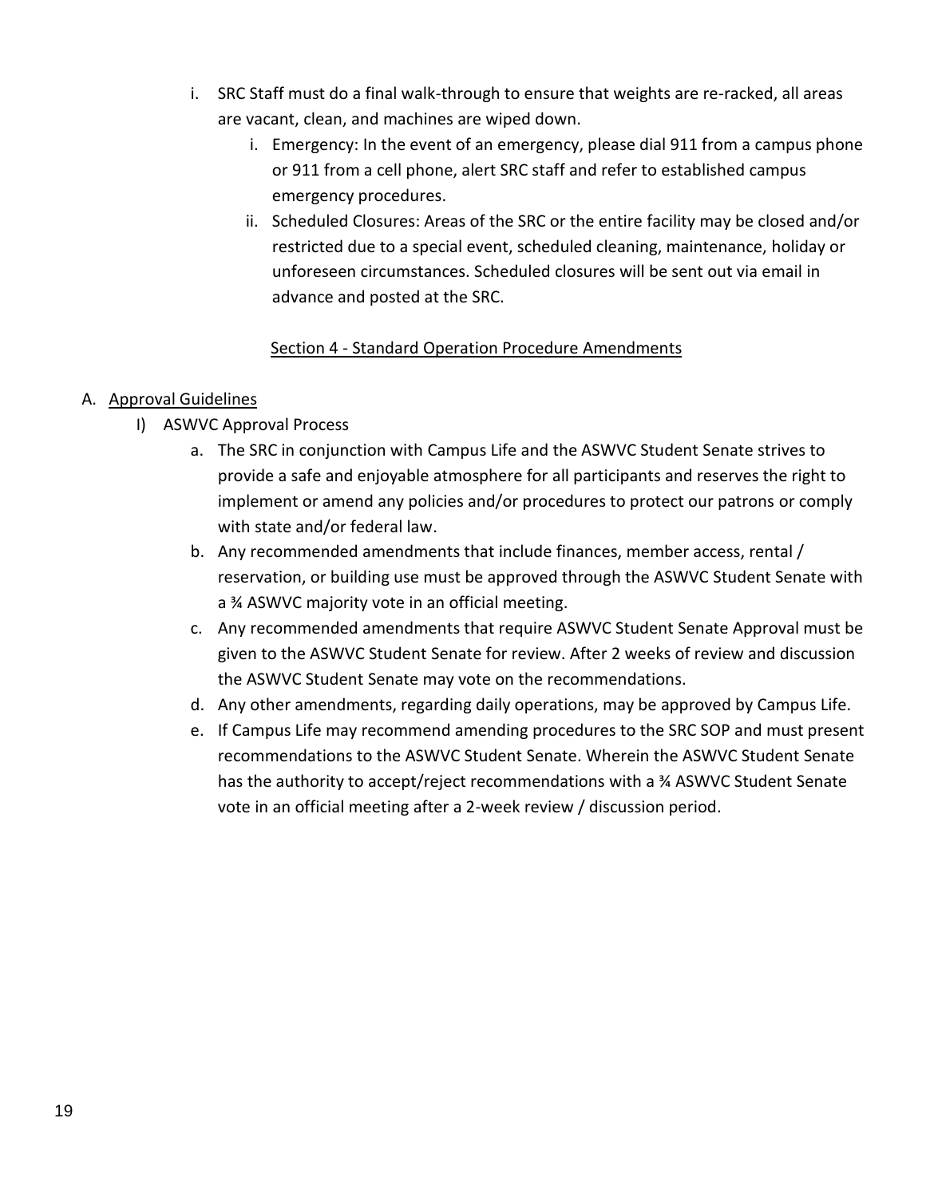i. SRC Staff must do a final walk-through to ensure that weights are re-racked, all areas are vacant, clean, and machines are wiped down.

   i. Emergency: In the event of an emergency, please dial 911 from a campus phone or 911 from a cell phone, alert SRC staff and refer to established campus emergency procedures.
   ii. Scheduled Closures: Areas of the SRC or the entire facility may be closed and/or restricted due to a special event, scheduled cleaning, maintenance, holiday or unforeseen circumstances. Scheduled closures will be sent out via email in advance and posted at the SRC.

## Section 4 - Standard Operation Procedure Amendments

A. Approval Guidelines

I) ASWVC Approval Process

a. The SRC in conjunction with Campus Life and the ASWVC Student Senate strives to provide a safe and enjoyable atmosphere for all participants and reserves the right to implement or amend any policies and/or procedures to protect our patrons or comply with state and/or federal law.
b. Any recommended amendments that include finances, member access, rental / reservation, or building use must be approved through the ASWVC Student Senate with a ¾ ASWVC majority vote in an official meeting.
c. Any recommended amendments that require ASWVC Student Senate Approval must be given to the ASWVC Student Senate for review. After 2 weeks of review and discussion the ASWVC Student Senate may vote on the recommendations.
d. Any other amendments, regarding daily operations, may be approved by Campus Life.
e. If Campus Life may recommend amending procedures to the SRC SOP and must present recommendations to the ASWVC Student Senate. Wherein the ASWVC Student Senate has the authority to accept/reject recommendations with a ¾ ASWVC Student Senate vote in an official meeting after a 2-week review / discussion period.